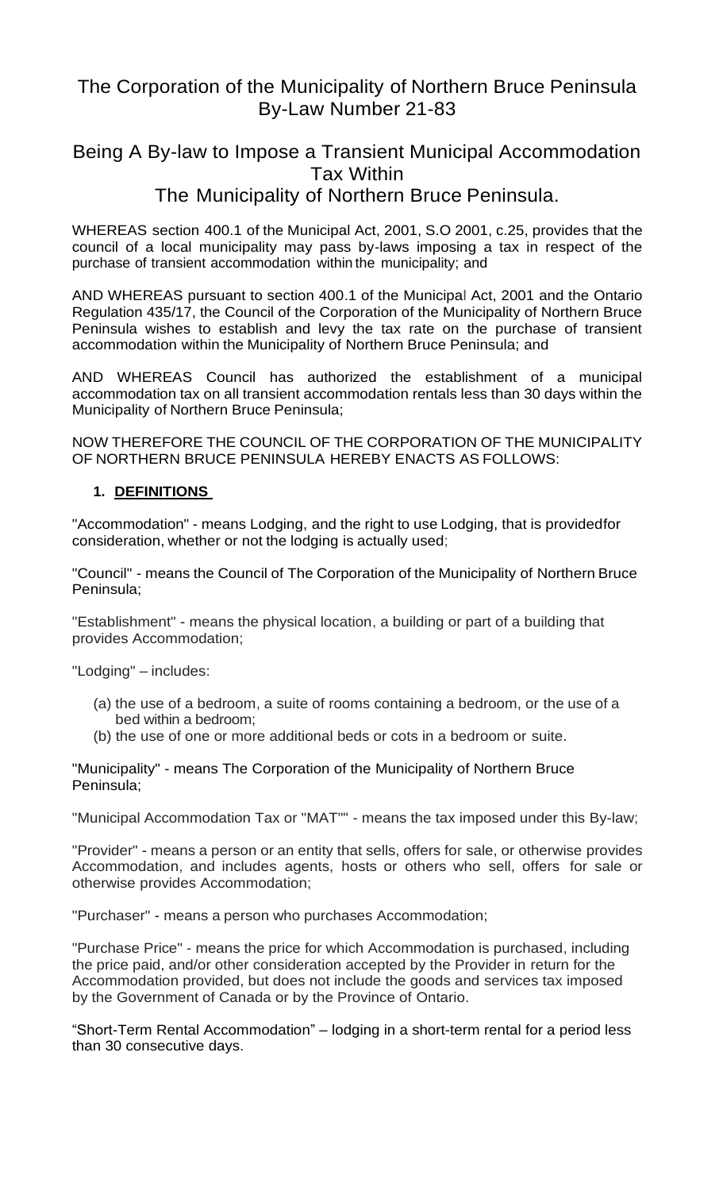# The Corporation of the Municipality of Northern Bruce Peninsula By-Law Number 21-83

## Being A By-law to Impose a Transient Municipal Accommodation Tax Within The Municipality of Northern Bruce Peninsula.

WHEREAS section 400.1 of the Municipal Act, 2001, S.O 2001, c.25, provides that the council of a local municipality may pass by-laws imposing a tax in respect of the purchase of transient accommodation within the municipality; and

AND WHEREAS pursuant to section 400.1 of the Municipal Act, 2001 and the Ontario Regulation 435/17, the Council of the Corporation of the Municipality of Northern Bruce Peninsula wishes to establish and levy the tax rate on the purchase of transient accommodation within the Municipality of Northern Bruce Peninsula; and

AND WHEREAS Council has authorized the establishment of a municipal accommodation tax on all transient accommodation rentals less than 30 days within the Municipality of Northern Bruce Peninsula;

NOW THEREFORE THE COUNCIL OF THE CORPORATION OF THE MUNICIPALITY OF NORTHERN BRUCE PENINSULA HEREBY ENACTS AS FOLLOWS:

### 1. DEFINITIONS

"Accommodation" - means Lodging, and the right to use Lodging, that is providedfor consideration, whether or not the lodging is actually used;

"Council" - means the Council of The Corporation of the Municipality of Northern Bruce Peninsula;

"Establishment" - means the physical location, a building or part of a building that provides Accommodation;

"Lodging" – includes:

(a) the use of a bedroom, a suite of rooms containing a bedroom, or the use of a bed within a bedroom;
(b) the use of one or more additional beds or cots in a bedroom or suite.

"Municipality" - means The Corporation of the Municipality of Northern Bruce Peninsula;

"Municipal Accommodation Tax or "MAT"" - means the tax imposed under this By-law;

"Provider" - means a person or an entity that sells, offers for sale, or otherwise provides Accommodation, and includes agents, hosts or others who sell, offers for sale or otherwise provides Accommodation;

"Purchaser" - means a person who purchases Accommodation;

"Purchase Price" - means the price for which Accommodation is purchased, including the price paid, and/or other consideration accepted by the Provider in return for the Accommodation provided, but does not include the goods and services tax imposed by the Government of Canada or by the Province of Ontario.

"Short-Term Rental Accommodation" – lodging in a short-term rental for a period less than 30 consecutive days.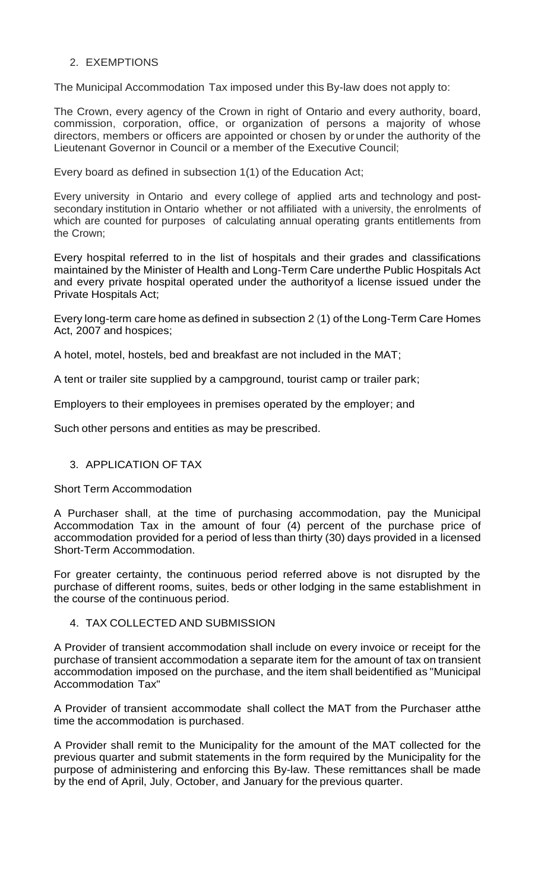## 2. EXEMPTIONS

The Municipal Accommodation Tax imposed under this By-law does not apply to:

The Crown, every agency of the Crown in right of Ontario and every authority, board, commission, corporation, office, or organization of persons a majority of whose directors, members or officers are appointed or chosen by or under the authority of the Lieutenant Governor in Council or a member of the Executive Council;

Every board as defined in subsection 1(1) of the Education Act;

Every university in Ontario and every college of applied arts and technology and post-secondary institution in Ontario whether or not affiliated with a university, the enrolments of which are counted for purposes of calculating annual operating grants entitlements from the Crown;

Every hospital referred to in the list of hospitals and their grades and classifications maintained by the Minister of Health and Long-Term Care underthe Public Hospitals Act and every private hospital operated under the authorityof a license issued under the Private Hospitals Act;

Every long-term care home as defined in subsection 2 (1) of the Long-Term Care Homes Act, 2007 and hospices;

A hotel, motel, hostels, bed and breakfast are not included in the MAT;

A tent or trailer site supplied by a campground, tourist camp or trailer park;

Employers to their employees in premises operated by the employer; and

Such other persons and entities as may be prescribed.

## 3. APPLICATION OF TAX

Short Term Accommodation

A Purchaser shall, at the time of purchasing accommodation, pay the Municipal Accommodation Tax in the amount of four (4) percent of the purchase price of accommodation provided for a period of less than thirty (30) days provided in a licensed Short-Term Accommodation.

For greater certainty, the continuous period referred above is not disrupted by the purchase of different rooms, suites, beds or other lodging in the same establishment in the course of the continuous period.

## 4. TAX COLLECTED AND SUBMISSION

A Provider of transient accommodation shall include on every invoice or receipt for the purchase of transient accommodation a separate item for the amount of tax on transient accommodation imposed on the purchase, and the item shall beidentified as "Municipal Accommodation Tax"

A Provider of transient accommodate shall collect the MAT from the Purchaser atthe time the accommodation is purchased.

A Provider shall remit to the Municipality for the amount of the MAT collected for the previous quarter and submit statements in the form required by the Municipality for the purpose of administering and enforcing this By-law. These remittances shall be made by the end of April, July, October, and January for the previous quarter.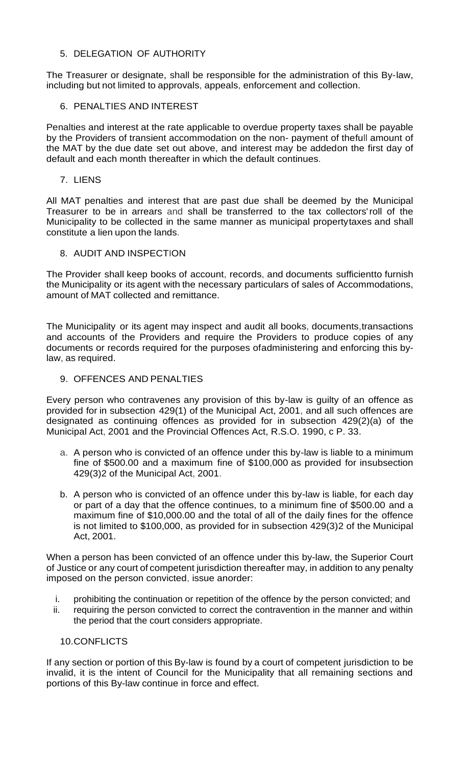## 5. DELEGATION OF AUTHORITY

The Treasurer or designate, shall be responsible for the administration of this By-law, including but not limited to approvals, appeals, enforcement and collection.

## 6. PENALTIES AND INTEREST

Penalties and interest at the rate applicable to overdue property taxes shall be payable by the Providers of transient accommodation on the non- payment of thefull amount of the MAT by the due date set out above, and interest may be addedon the first day of default and each month thereafter in which the default continues.

## 7. LIENS

All MAT penalties and interest that are past due shall be deemed by the Municipal Treasurer to be in arrears and shall be transferred to the tax collectors'roll of the Municipality to be collected in the same manner as municipal propertytaxes and shall constitute a lien upon the lands.

## 8. AUDIT AND INSPECTION

The Provider shall keep books of account, records, and documents sufficientto furnish the Municipality or its agent with the necessary particulars of sales of Accommodations, amount of MAT collected and remittance.

The Municipality or its agent may inspect and audit all books, documents,transactions and accounts of the Providers and require the Providers to produce copies of any documents or records required for the purposes ofadministering and enforcing this by-law, as required.

## 9. OFFENCES AND PENALTIES

Every person who contravenes any provision of this by-law is guilty of an offence as provided for in subsection 429(1) of the Municipal Act, 2001, and all such offences are designated as continuing offences as provided for in subsection 429(2)(a) of the Municipal Act, 2001 and the Provincial Offences Act, R.S.O. 1990, c P. 33.

a. A person who is convicted of an offence under this by-law is liable to a minimum fine of $500.00 and a maximum fine of $100,000 as provided for insubsection 429(3)2 of the Municipal Act, 2001.

b. A person who is convicted of an offence under this by-law is liable, for each day or part of a day that the offence continues, to a minimum fine of $500.00 and a maximum fine of $10,000.00 and the total of all of the daily fines for the offence is not limited to $100,000, as provided for in subsection 429(3)2 of the Municipal Act, 2001.

When a person has been convicted of an offence under this by-law, the Superior Court of Justice or any court of competent jurisdiction thereafter may, in addition to any penalty imposed on the person convicted, issue anorder:

i. prohibiting the continuation or repetition of the offence by the person convicted; and
ii. requiring the person convicted to correct the contravention in the manner and within the period that the court considers appropriate.

## 10. CONFLICTS

If any section or portion of this By-law is found by a court of competent jurisdiction to be invalid, it is the intent of Council for the Municipality that all remaining sections and portions of this By-law continue in force and effect.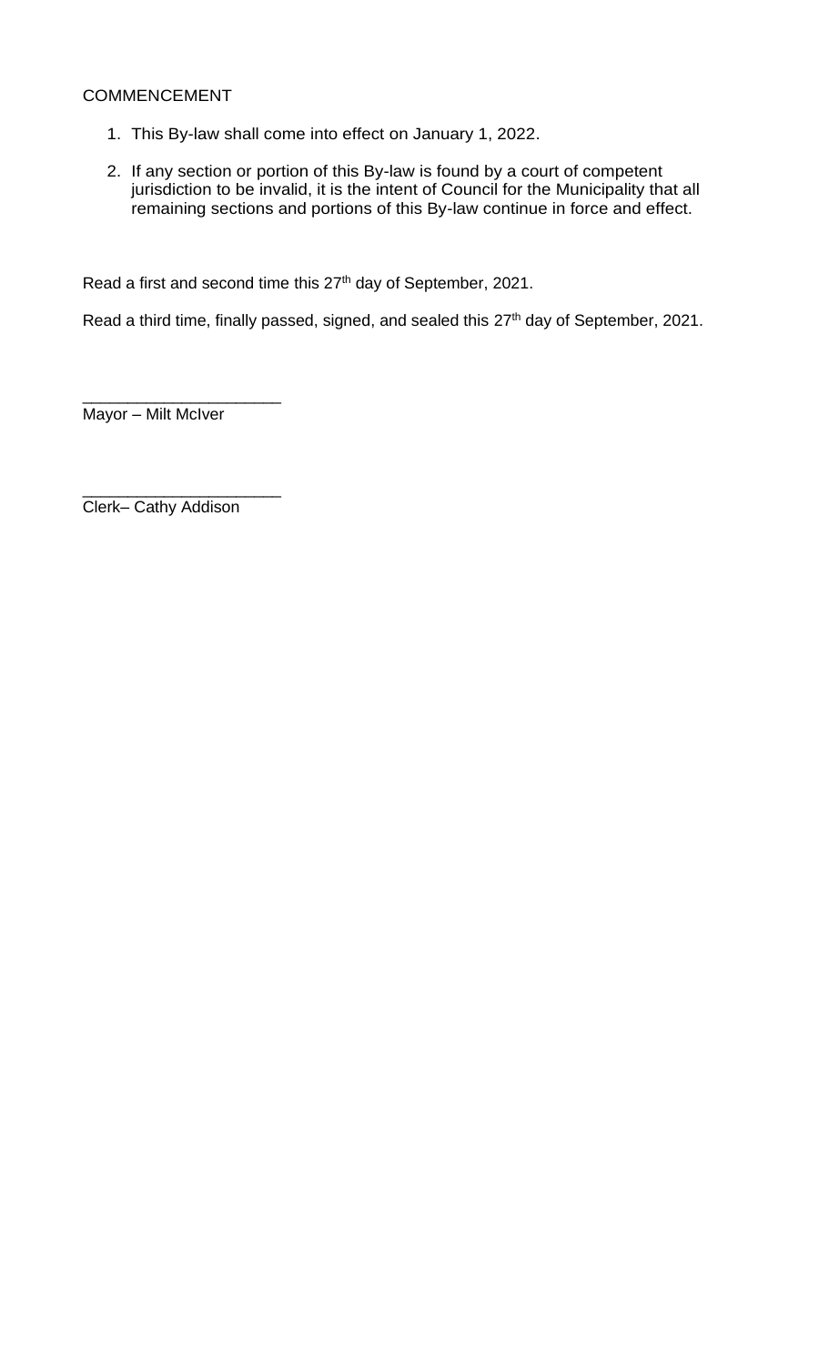COMMENCEMENT

1. This By-law shall come into effect on January 1, 2022.

2. If any section or portion of this By-law is found by a court of competent jurisdiction to be invalid, it is the intent of Council for the Municipality that all remaining sections and portions of this By-law continue in force and effect.

Read a first and second time this 27th day of September, 2021.

Read a third time, finally passed, signed, and sealed this 27th day of September, 2021.

______________________
Mayor – Milt McIver

______________________
Clerk– Cathy Addison